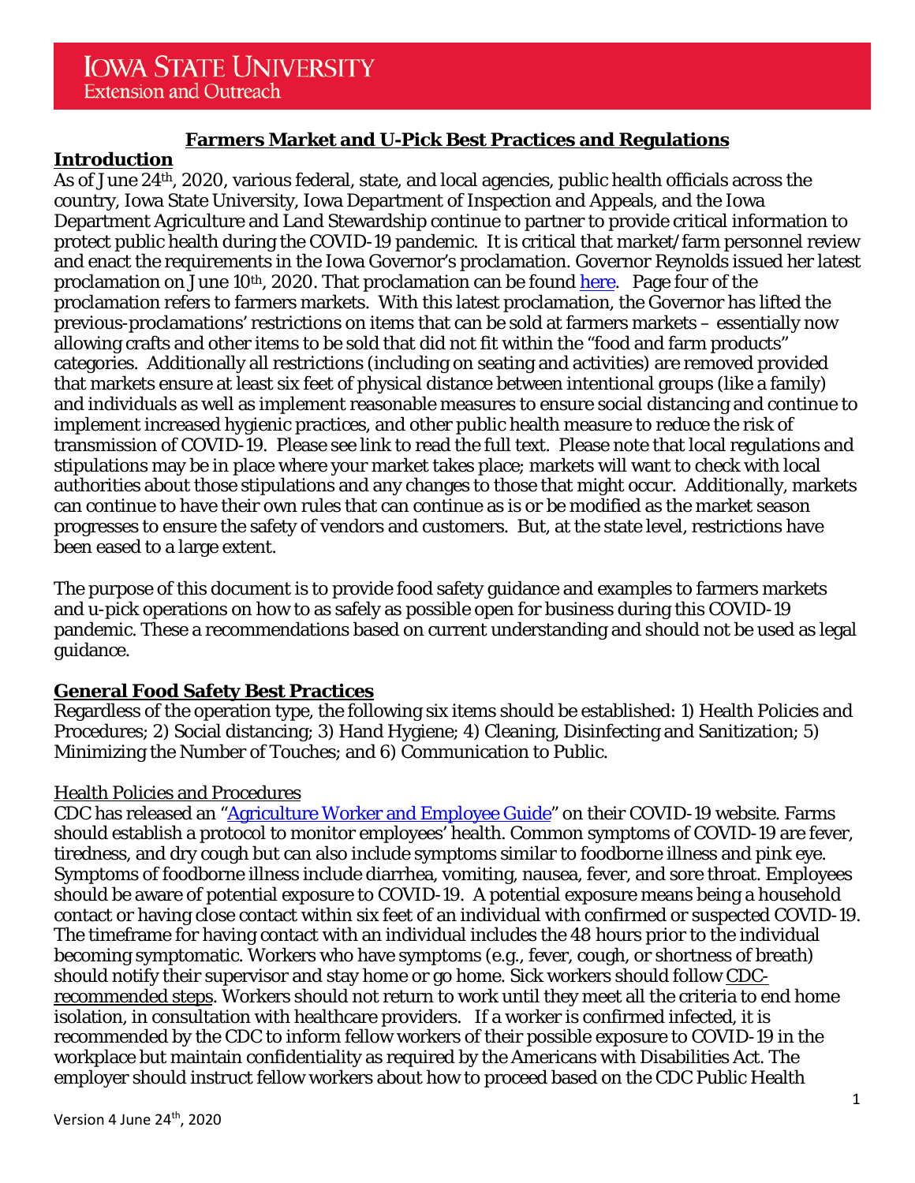**Iowa State University**
Extension and Outreach

# Farmers Market and U-Pick Best Practices and Regulations

## Introduction

As of June 24th, 2020, various federal, state, and local agencies, public health officials across the country, Iowa State University, Iowa Department of Inspection and Appeals, and the Iowa Department Agriculture and Land Stewardship continue to partner to provide critical information to protect public health during the COVID-19 pandemic. It is critical that market/farm personnel review and enact the requirements in the Iowa Governor's proclamation. Governor Reynolds issued her latest proclamation on June 10th, 2020. That proclamation can be found here. Page four of the proclamation refers to farmers markets. With this latest proclamation, the Governor has lifted the previous-proclamations' restrictions on items that can be sold at farmers markets – essentially now allowing crafts and other items to be sold that did not fit within the "food and farm products" categories. Additionally all restrictions (including on seating and activities) are removed provided that markets ensure at least six feet of physical distance between intentional groups (like a family) and individuals as well as implement reasonable measures to ensure social distancing and continue to implement increased hygienic practices, and other public health measure to reduce the risk of transmission of COVID-19. Please see link to read the full text. Please note that local regulations and stipulations may be in place where your market takes place; markets will want to check with local authorities about those stipulations and any changes to those that might occur. Additionally, markets can continue to have their own rules that can continue as is or be modified as the market season progresses to ensure the safety of vendors and customers. But, at the state level, restrictions have been eased to a large extent.

The purpose of this document is to provide food safety guidance and examples to farmers markets and u-pick operations on how to as safely as possible open for business during this COVID-19 pandemic. These a recommendations based on current understanding and should not be used as legal guidance.

## General Food Safety Best Practices

Regardless of the operation type, the following six items should be established: 1) Health Policies and Procedures; 2) Social distancing; 3) Hand Hygiene; 4) Cleaning, Disinfecting and Sanitization; 5) Minimizing the Number of Touches; and 6) Communication to Public.

### Health Policies and Procedures

CDC has released an "Agriculture Worker and Employee Guide" on their COVID-19 website. Farms should establish a protocol to monitor employees' health. Common symptoms of COVID-19 are fever, tiredness, and dry cough but can also include symptoms similar to foodborne illness and pink eye. Symptoms of foodborne illness include diarrhea, vomiting, nausea, fever, and sore throat. Employees should be aware of potential exposure to COVID-19. A potential exposure means being a household contact or having close contact within six feet of an individual with confirmed or suspected COVID-19. The timeframe for having contact with an individual includes the 48 hours prior to the individual becoming symptomatic. Workers who have symptoms (e.g., fever, cough, or shortness of breath) should notify their supervisor and stay home or go home. Sick workers should follow CDC-recommended steps. Workers should not return to work until they meet all the criteria to end home isolation, in consultation with healthcare providers. If a worker is confirmed infected, it is recommended by the CDC to inform fellow workers of their possible exposure to COVID-19 in the workplace but maintain confidentiality as required by the Americans with Disabilities Act. The employer should instruct fellow workers about how to proceed based on the CDC Public Health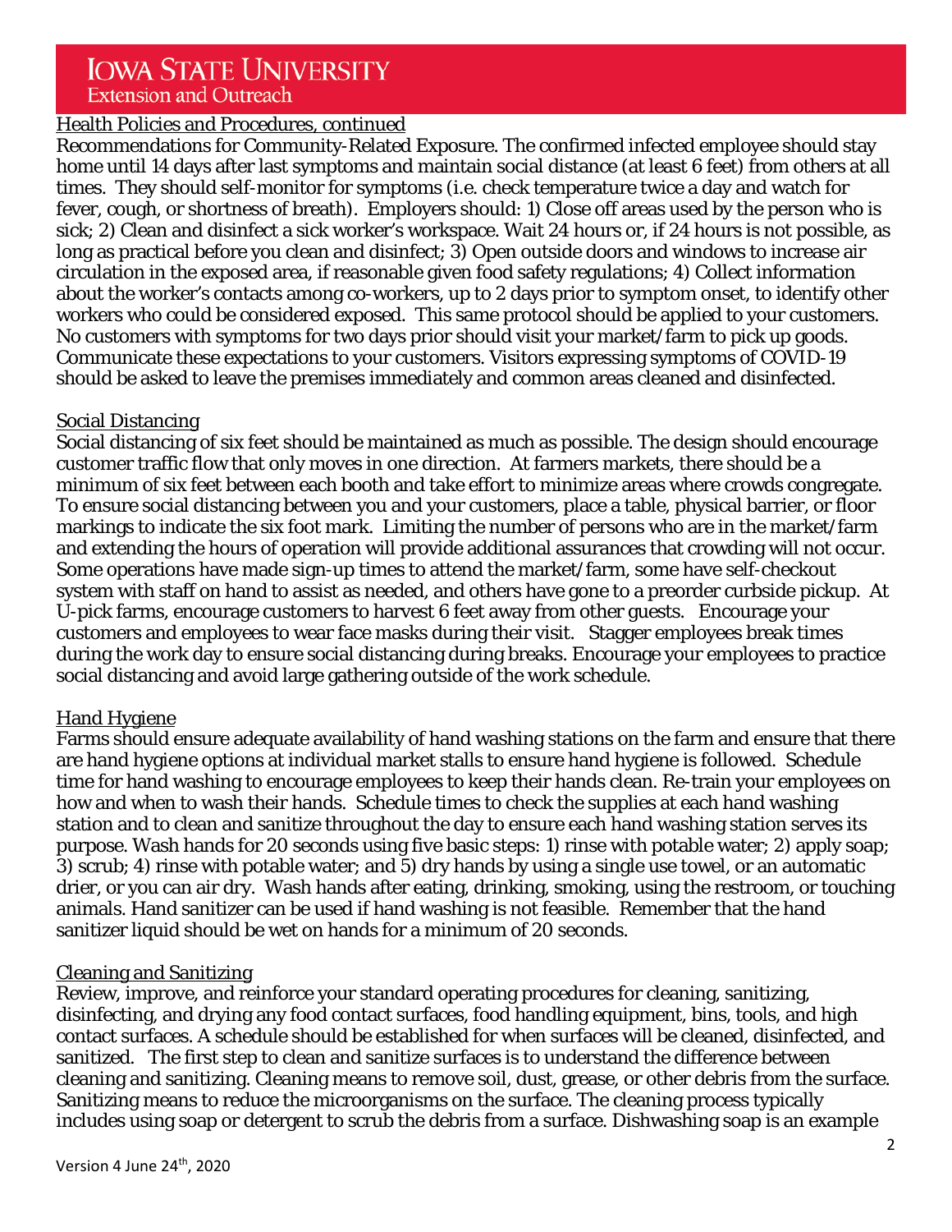Health Policies and Procedures, continued

Recommendations for Community-Related Exposure. The confirmed infected employee should stay home until 14 days after last symptoms and maintain social distance (at least 6 feet) from others at all times. They should self-monitor for symptoms (i.e. check temperature twice a day and watch for fever, cough, or shortness of breath). Employers should: 1) Close off areas used by the person who is sick; 2) Clean and disinfect a sick worker's workspace. Wait 24 hours or, if 24 hours is not possible, as long as practical before you clean and disinfect; 3) Open outside doors and windows to increase air circulation in the exposed area, if reasonable given food safety regulations; 4) Collect information about the worker's contacts among co-workers, up to 2 days prior to symptom onset, to identify other workers who could be considered exposed. This same protocol should be applied to your customers. No customers with symptoms for two days prior should visit your market/farm to pick up goods. Communicate these expectations to your customers. Visitors expressing symptoms of COVID-19 should be asked to leave the premises immediately and common areas cleaned and disinfected.

## Social Distancing

Social distancing of six feet should be maintained as much as possible. The design should encourage customer traffic flow that only moves in one direction. At farmers markets, there should be a minimum of six feet between each booth and take effort to minimize areas where crowds congregate. To ensure social distancing between you and your customers, place a table, physical barrier, or floor markings to indicate the six foot mark. Limiting the number of persons who are in the market/farm and extending the hours of operation will provide additional assurances that crowding will not occur. Some operations have made sign-up times to attend the market/farm, some have self-checkout system with staff on hand to assist as needed, and others have gone to a preorder curbside pickup. At U-pick farms, encourage customers to harvest 6 feet away from other guests. Encourage your customers and employees to wear face masks during their visit. Stagger employees break times during the work day to ensure social distancing during breaks. Encourage your employees to practice social distancing and avoid large gathering outside of the work schedule.

## Hand Hygiene

Farms should ensure adequate availability of hand washing stations on the farm and ensure that there are hand hygiene options at individual market stalls to ensure hand hygiene is followed. Schedule time for hand washing to encourage employees to keep their hands clean. Re-train your employees on how and when to wash their hands. Schedule times to check the supplies at each hand washing station and to clean and sanitize throughout the day to ensure each hand washing station serves its purpose. Wash hands for 20 seconds using five basic steps: 1) rinse with potable water; 2) apply soap; 3) scrub; 4) rinse with potable water; and 5) dry hands by using a single use towel, or an automatic drier, or you can air dry. Wash hands after eating, drinking, smoking, using the restroom, or touching animals. Hand sanitizer can be used if hand washing is not feasible. Remember that the hand sanitizer liquid should be wet on hands for a minimum of 20 seconds.

## Cleaning and Sanitizing

Review, improve, and reinforce your standard operating procedures for cleaning, sanitizing, disinfecting, and drying any food contact surfaces, food handling equipment, bins, tools, and high contact surfaces. A schedule should be established for when surfaces will be cleaned, disinfected, and sanitized. The first step to clean and sanitize surfaces is to understand the difference between cleaning and sanitizing. Cleaning means to remove soil, dust, grease, or other debris from the surface. Sanitizing means to reduce the microorganisms on the surface. The cleaning process typically includes using soap or detergent to scrub the debris from a surface. Dishwashing soap is an example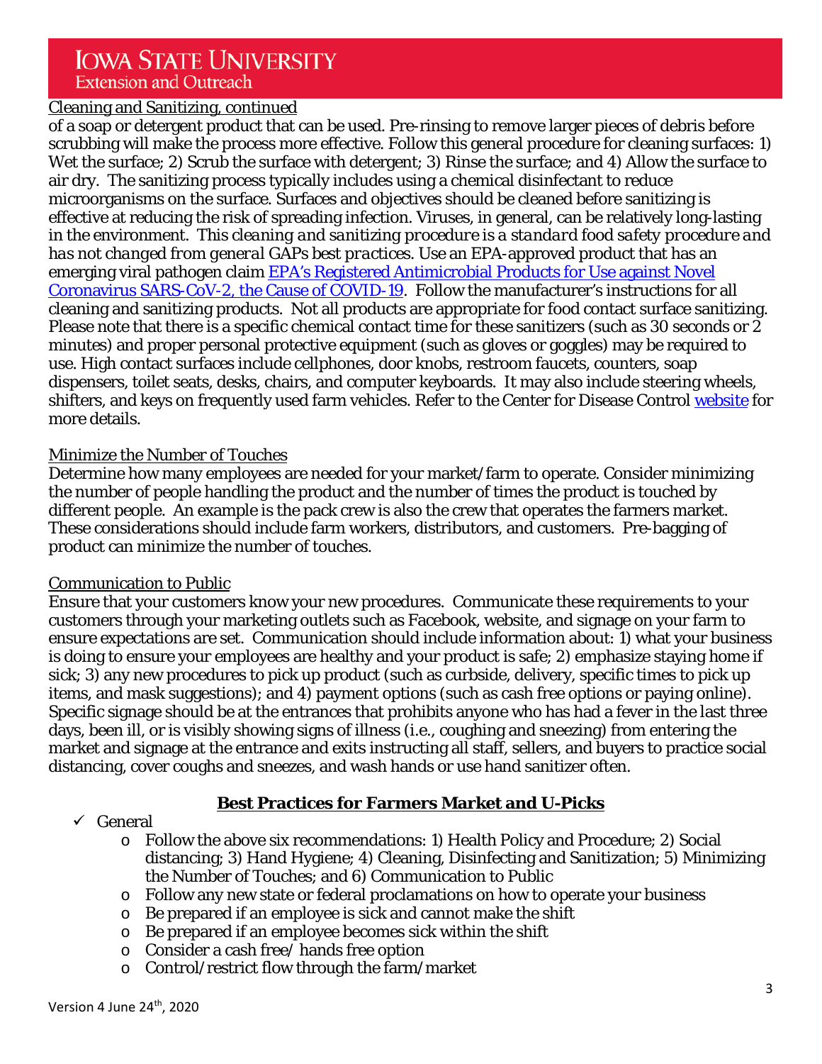Cleaning and Sanitizing, continued

of a soap or detergent product that can be used. Pre-rinsing to remove larger pieces of debris before scrubbing will make the process more effective. Follow this general procedure for cleaning surfaces: 1) Wet the surface; 2) Scrub the surface with detergent; 3) Rinse the surface; and 4) Allow the surface to air dry. The sanitizing process typically includes using a chemical disinfectant to reduce microorganisms on the surface. Surfaces and objectives should be cleaned before sanitizing is effective at reducing the risk of spreading infection. Viruses, in general, can be relatively long-lasting in the environment. *This cleaning and sanitizing procedure is a standard food safety procedure and has not changed from general GAPs best practices.* Use an EPA-approved product that has an emerging viral pathogen claim [EPA's Registered Antimicrobial Products for Use against Novel Coronavirus SARS-CoV-2, the Cause of COVID-19](). Follow the manufacturer's instructions for all cleaning and sanitizing products. Not all products are appropriate for food contact surface sanitizing. Please note that there is a specific chemical contact time for these sanitizers (such as 30 seconds or 2 minutes) and proper personal protective equipment (such as gloves or goggles) may be required to use. High contact surfaces include cellphones, door knobs, restroom faucets, counters, soap dispensers, toilet seats, desks, chairs, and computer keyboards. It may also include steering wheels, shifters, and keys on frequently used farm vehicles. Refer to the Center for Disease Control [website]() for more details.

Minimize the Number of Touches

Determine how many employees are needed for your market/farm to operate. Consider minimizing the number of people handling the product and the number of times the product is touched by different people. An example is the pack crew is also the crew that operates the farmers market. These considerations should include farm workers, distributors, and customers. Pre-bagging of product can minimize the number of touches.

Communication to Public

Ensure that your customers know your new procedures. Communicate these requirements to your customers through your marketing outlets such as Facebook, website, and signage on your farm to ensure expectations are set. Communication should include information about: 1) what your business is doing to ensure your employees are healthy and your product is safe; 2) emphasize staying home if sick; 3) any new procedures to pick up product (such as curbside, delivery, specific times to pick up items, and mask suggestions); and 4) payment options (such as cash free options or paying online). Specific signage should be at the entrances that prohibits anyone who has had a fever in the last three days, been ill, or is visibly showing signs of illness (i.e., coughing and sneezing) from entering the market and signage at the entrance and exits instructing all staff, sellers, and buyers to practice social distancing, cover coughs and sneezes, and wash hands or use hand sanitizer often.

## Best Practices for Farmers Market and U-Picks

- ✓ General
  - Follow the above six recommendations: 1) Health Policy and Procedure; 2) Social distancing; 3) Hand Hygiene; 4) Cleaning, Disinfecting and Sanitization; 5) Minimizing the Number of Touches; and 6) Communication to Public
  - Follow any new state or federal proclamations on how to operate your business
  - Be prepared if an employee is sick and cannot make the shift
  - Be prepared if an employee becomes sick within the shift
  - Consider a cash free/ hands free option
  - Control/restrict flow through the farm/market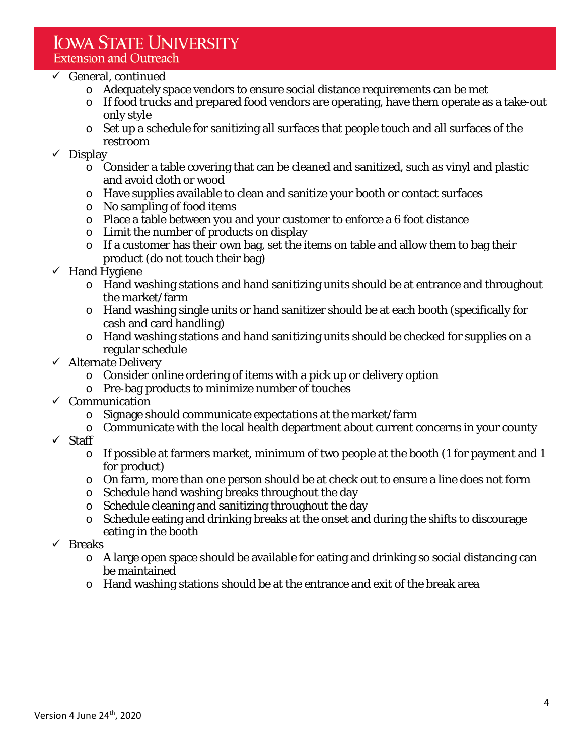- General, continued
  - Adequately space vendors to ensure social distance requirements can be met
  - If food trucks and prepared food vendors are operating, have them operate as a take-out only style
  - Set up a schedule for sanitizing all surfaces that people touch and all surfaces of the restroom
- Display
  - Consider a table covering that can be cleaned and sanitized, such as vinyl and plastic and avoid cloth or wood
  - Have supplies available to clean and sanitize your booth or contact surfaces
  - No sampling of food items
  - Place a table between you and your customer to enforce a 6 foot distance
  - Limit the number of products on display
  - If a customer has their own bag, set the items on table and allow them to bag their product (do not touch their bag)
- Hand Hygiene
  - Hand washing stations and hand sanitizing units should be at entrance and throughout the market/farm
  - Hand washing single units or hand sanitizer should be at each booth (specifically for cash and card handling)
  - Hand washing stations and hand sanitizing units should be checked for supplies on a regular schedule
- Alternate Delivery
  - Consider online ordering of items with a pick up or delivery option
  - Pre-bag products to minimize number of touches
- Communication
  - Signage should communicate expectations at the market/farm
  - Communicate with the local health department about current concerns in your county
- Staff
  - If possible at farmers market, minimum of two people at the booth (1 for payment and 1 for product)
  - On farm, more than one person should be at check out to ensure a line does not form
  - Schedule hand washing breaks throughout the day
  - Schedule cleaning and sanitizing throughout the day
  - Schedule eating and drinking breaks at the onset and during the shifts to discourage eating in the booth
- Breaks
  - A large open space should be available for eating and drinking so social distancing can be maintained
  - Hand washing stations should be at the entrance and exit of the break area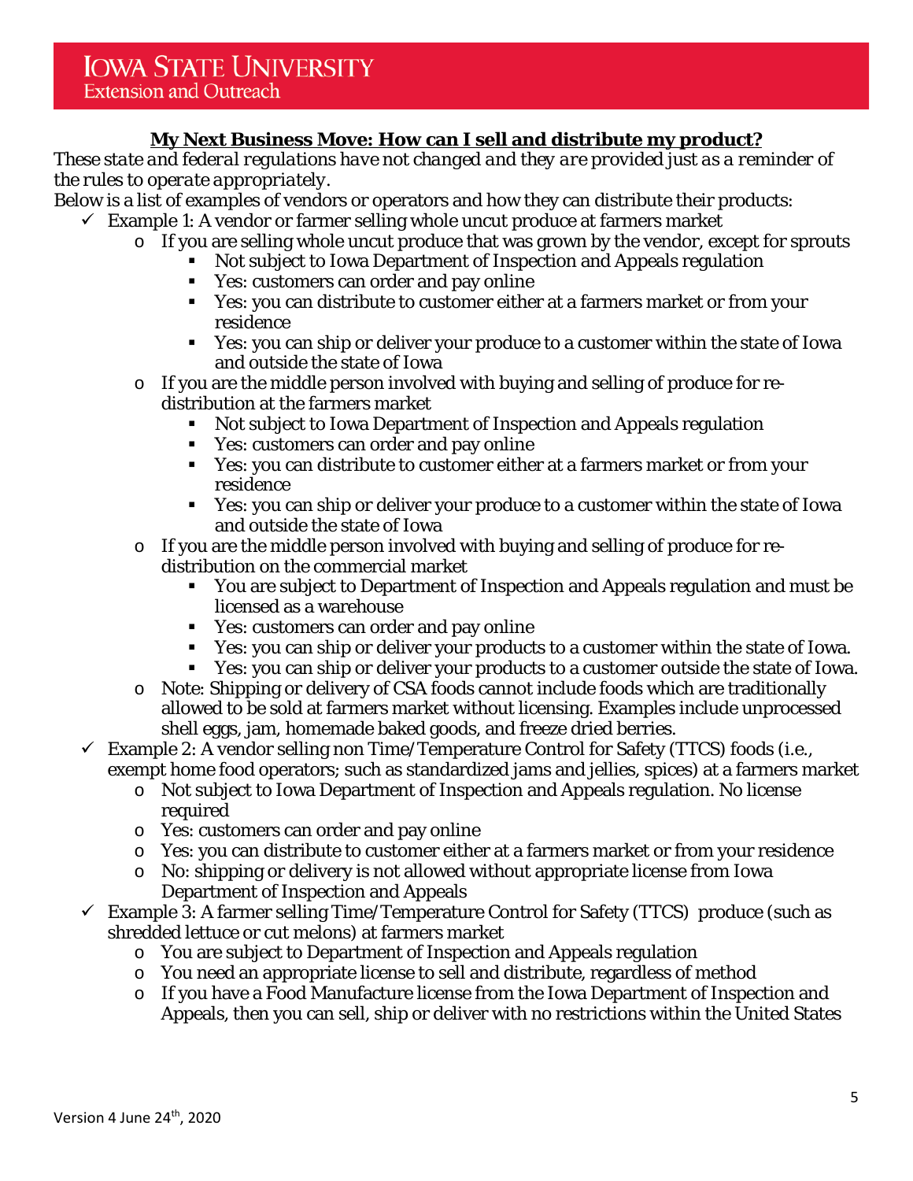**My Next Business Move: How can I sell and distribute my product?**

*These state and federal regulations have not changed and they are provided just as a reminder of the rules to operate appropriately.*

Below is a list of examples of vendors or operators and how they can distribute their products:

- ✓ Example 1: A vendor or farmer selling whole uncut produce at farmers market
  - If you are selling whole uncut produce that was grown by the vendor, except for sprouts
    - Not subject to Iowa Department of Inspection and Appeals regulation
    - Yes: customers can order and pay online
    - Yes: you can distribute to customer either at a farmers market or from your residence
    - Yes: you can ship or deliver your produce to a customer within the state of Iowa and outside the state of Iowa
  - If you are the middle person involved with buying and selling of produce for re-distribution at the farmers market
    - Not subject to Iowa Department of Inspection and Appeals regulation
    - Yes: customers can order and pay online
    - Yes: you can distribute to customer either at a farmers market or from your residence
    - Yes: you can ship or deliver your produce to a customer within the state of Iowa and outside the state of Iowa
  - If you are the middle person involved with buying and selling of produce for re-distribution on the commercial market
    - You are subject to Department of Inspection and Appeals regulation and must be licensed as a warehouse
    - Yes: customers can order and pay online
    - Yes: you can ship or deliver your products to a customer within the state of Iowa.
    - Yes: you can ship or deliver your products to a customer outside the state of Iowa.
  - Note: Shipping or delivery of CSA foods cannot include foods which are traditionally allowed to be sold at farmers market without licensing. Examples include unprocessed shell eggs, jam, homemade baked goods, and freeze dried berries.
- ✓ Example 2: A vendor selling non Time/Temperature Control for Safety (TTCS) foods (i.e., exempt home food operators; such as standardized jams and jellies, spices) at a farmers market
  - Not subject to Iowa Department of Inspection and Appeals regulation. No license required
  - Yes: customers can order and pay online
  - Yes: you can distribute to customer either at a farmers market or from your residence
  - No: shipping or delivery is not allowed without appropriate license from Iowa Department of Inspection and Appeals
- ✓ Example 3: A farmer selling Time/Temperature Control for Safety (TTCS) produce (such as shredded lettuce or cut melons) at farmers market
  - You are subject to Department of Inspection and Appeals regulation
  - You need an appropriate license to sell and distribute, regardless of method
  - If you have a Food Manufacture license from the Iowa Department of Inspection and Appeals, then you can sell, ship or deliver with no restrictions within the United States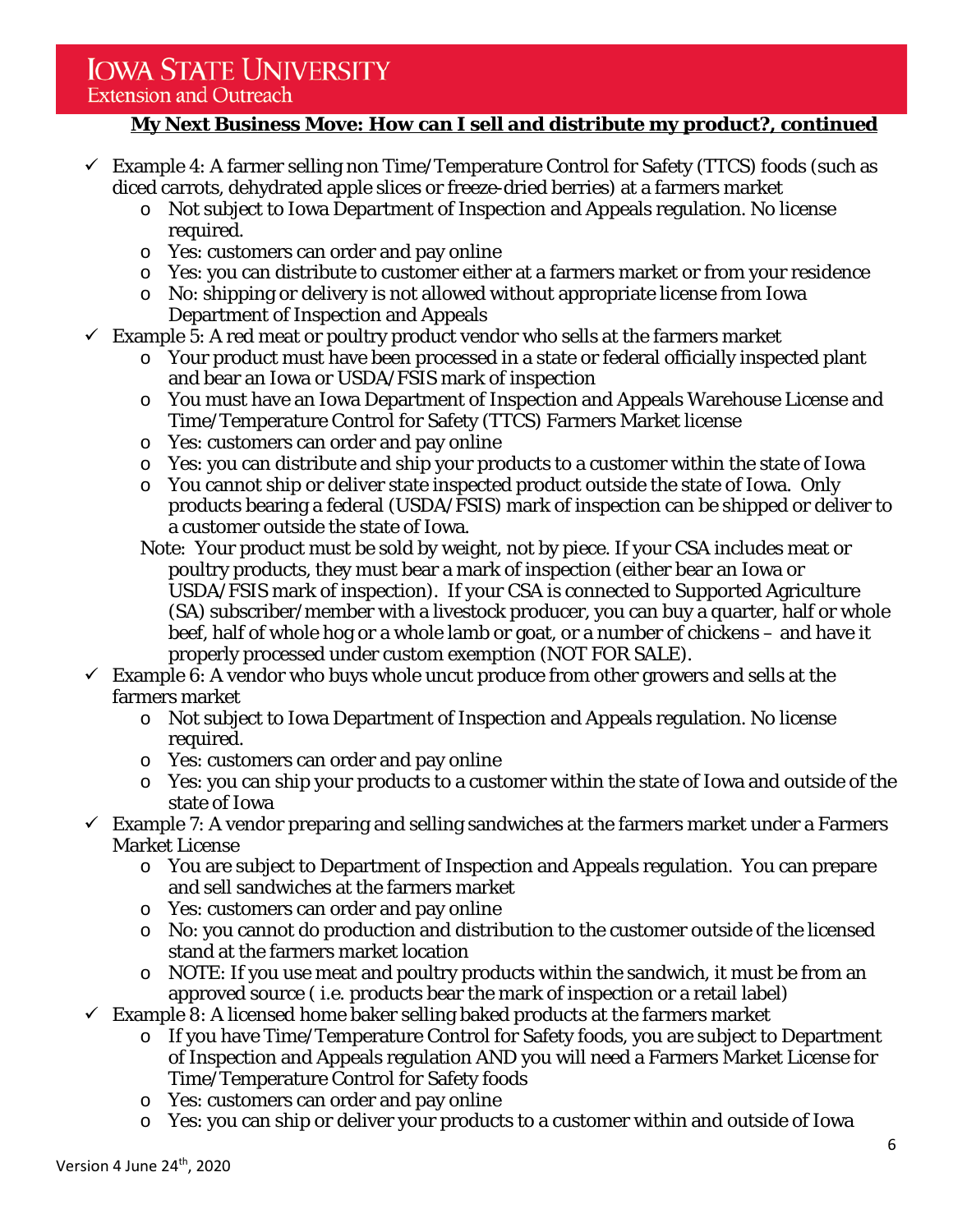**My Next Business Move: How can I sell and distribute my product?, continued**

- ✓ Example 4: A farmer selling non Time/Temperature Control for Safety (TTCS) foods (such as diced carrots, dehydrated apple slices or freeze-dried berries) at a farmers market
  - o Not subject to Iowa Department of Inspection and Appeals regulation. No license required.
  - o Yes: customers can order and pay online
  - o Yes: you can distribute to customer either at a farmers market or from your residence
  - o No: shipping or delivery is not allowed without appropriate license from Iowa Department of Inspection and Appeals
- ✓ Example 5: A red meat or poultry product vendor who sells at the farmers market
  - o Your product must have been processed in a state or federal officially inspected plant and bear an Iowa or USDA/FSIS mark of inspection
  - o You must have an Iowa Department of Inspection and Appeals Warehouse License and Time/Temperature Control for Safety (TTCS) Farmers Market license
  - o Yes: customers can order and pay online
  - o Yes: you can distribute and ship your products to a customer within the state of Iowa
  - o You cannot ship or deliver state inspected product outside the state of Iowa. Only products bearing a federal (USDA/FSIS) mark of inspection can be shipped or deliver to a customer outside the state of Iowa.

  Note: Your product must be sold by weight, not by piece. If your CSA includes meat or poultry products, they must bear a mark of inspection (either bear an Iowa or USDA/FSIS mark of inspection). If your CSA is connected to Supported Agriculture (SA) subscriber/member with a livestock producer, you can buy a quarter, half or whole beef, half of whole hog or a whole lamb or goat, or a number of chickens – and have it properly processed under custom exemption (NOT FOR SALE).
- ✓ Example 6: A vendor who buys whole uncut produce from other growers and sells at the farmers market
  - o Not subject to Iowa Department of Inspection and Appeals regulation. No license required.
  - o Yes: customers can order and pay online
  - o Yes: you can ship your products to a customer within the state of Iowa and outside of the state of Iowa
- ✓ Example 7: A vendor preparing and selling sandwiches at the farmers market under a Farmers Market License
  - o You are subject to Department of Inspection and Appeals regulation. You can prepare and sell sandwiches at the farmers market
  - o Yes: customers can order and pay online
  - o No: you cannot do production and distribution to the customer outside of the licensed stand at the farmers market location
  - o NOTE: If you use meat and poultry products within the sandwich, it must be from an approved source ( i.e. products bear the mark of inspection or a retail label)
- ✓ Example 8: A licensed home baker selling baked products at the farmers market
  - o If you have Time/Temperature Control for Safety foods, you are subject to Department of Inspection and Appeals regulation AND you will need a Farmers Market License for Time/Temperature Control for Safety foods
  - o Yes: customers can order and pay online
  - o Yes: you can ship or deliver your products to a customer within and outside of Iowa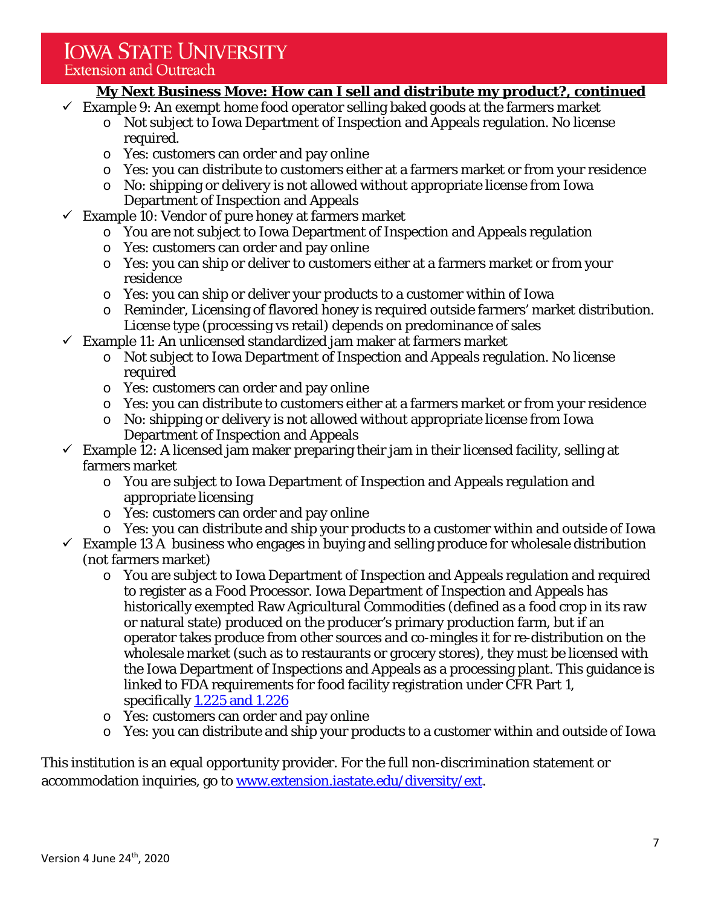**My Next Business Move: How can I sell and distribute my product?, continued**

- Example 9: An exempt home food operator selling baked goods at the farmers market
  - Not subject to Iowa Department of Inspection and Appeals regulation. No license required.
  - Yes: customers can order and pay online
  - Yes: you can distribute to customers either at a farmers market or from your residence
  - No: shipping or delivery is not allowed without appropriate license from Iowa Department of Inspection and Appeals
- Example 10: Vendor of pure honey at farmers market
  - You are not subject to Iowa Department of Inspection and Appeals regulation
  - Yes: customers can order and pay online
  - Yes: you can ship or deliver to customers either at a farmers market or from your residence
  - Yes: you can ship or deliver your products to a customer within of Iowa
  - Reminder, Licensing of flavored honey is required outside farmers' market distribution. License type (processing vs retail) depends on predominance of sales
- Example 11: An unlicensed standardized jam maker at farmers market
  - Not subject to Iowa Department of Inspection and Appeals regulation. No license required
  - Yes: customers can order and pay online
  - Yes: you can distribute to customers either at a farmers market or from your residence
  - No: shipping or delivery is not allowed without appropriate license from Iowa Department of Inspection and Appeals
- Example 12: A licensed jam maker preparing their jam in their licensed facility, selling at farmers market
  - You are subject to Iowa Department of Inspection and Appeals regulation and appropriate licensing
  - Yes: customers can order and pay online
  - Yes: you can distribute and ship your products to a customer within and outside of Iowa
- Example 13 A business who engages in buying and selling produce for wholesale distribution (not farmers market)
  - You are subject to Iowa Department of Inspection and Appeals regulation and required to register as a Food Processor. Iowa Department of Inspection and Appeals has historically exempted Raw Agricultural Commodities (defined as a food crop in its raw or natural state) produced on the producer's primary production farm, but if an operator takes produce from other sources and co-mingles it for re-distribution on the wholesale market (such as to restaurants or grocery stores), they must be licensed with the Iowa Department of Inspections and Appeals as a processing plant. This guidance is linked to FDA requirements for food facility registration under CFR Part 1, specifically 1.225 and 1.226
  - Yes: customers can order and pay online
  - Yes: you can distribute and ship your products to a customer within and outside of Iowa

This institution is an equal opportunity provider. For the full non-discrimination statement or accommodation inquiries, go to www.extension.iastate.edu/diversity/ext.